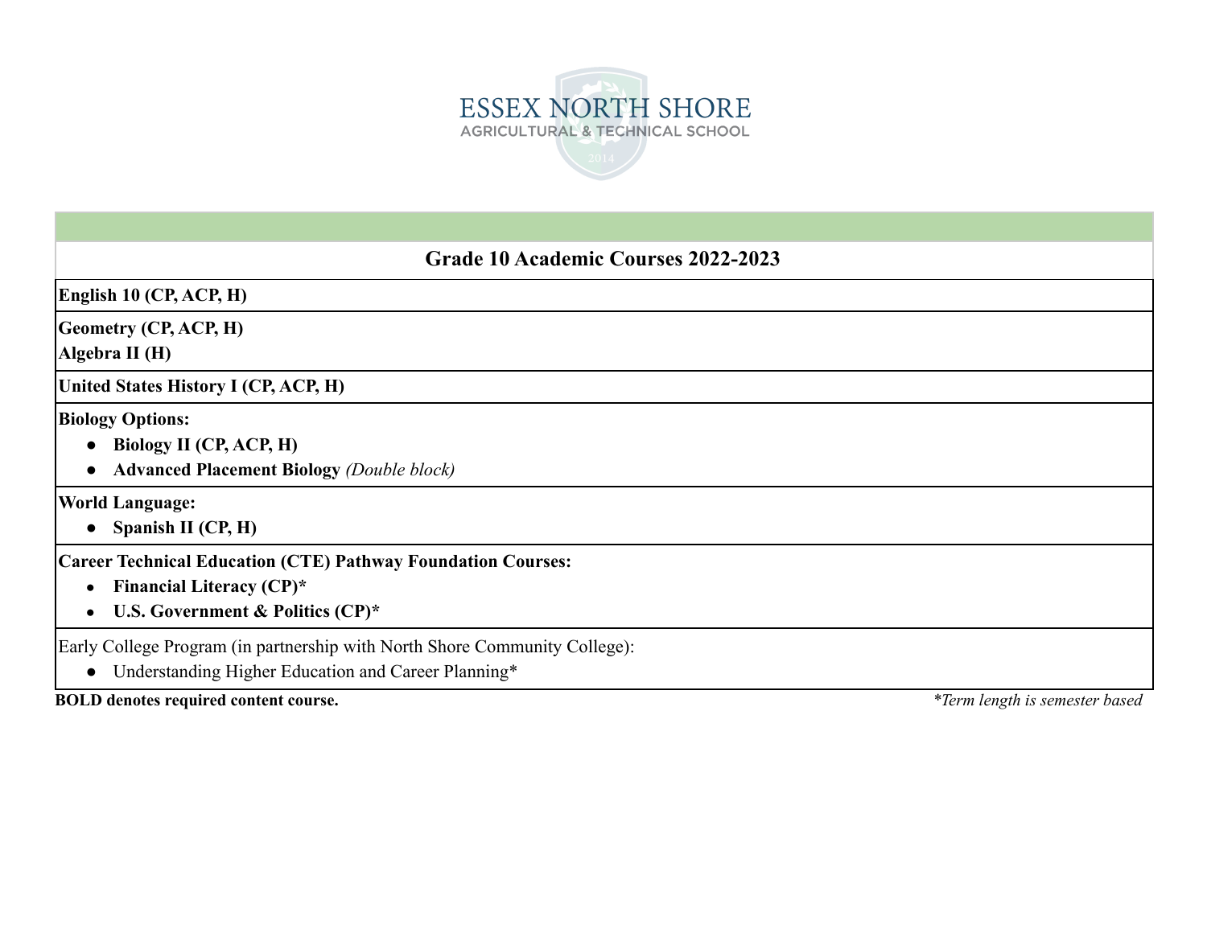ESSEX NORTH SHORE
AGRICULTURAL & TECHNICAL SCHOOL

## Grade 10 Academic Courses 2022-2023

**English 10 (CP, ACP, H)**

**Geometry (CP, ACP, H)**
**Algebra II (H)**

**United States History I (CP, ACP, H)**

**Biology Options:**

- **Biology II (CP, ACP, H)**
- **Advanced Placement Biology** *(Double block)*

**World Language:**

- **Spanish II (CP, H)**

**Career Technical Education (CTE) Pathway Foundation Courses:**

- **Financial Literacy (CP)***
- **U.S. Government & Politics (CP)***

Early College Program (in partnership with North Shore Community College):

- Understanding Higher Education and Career Planning*

**BOLD denotes required content course.**

*\*Term length is semester based*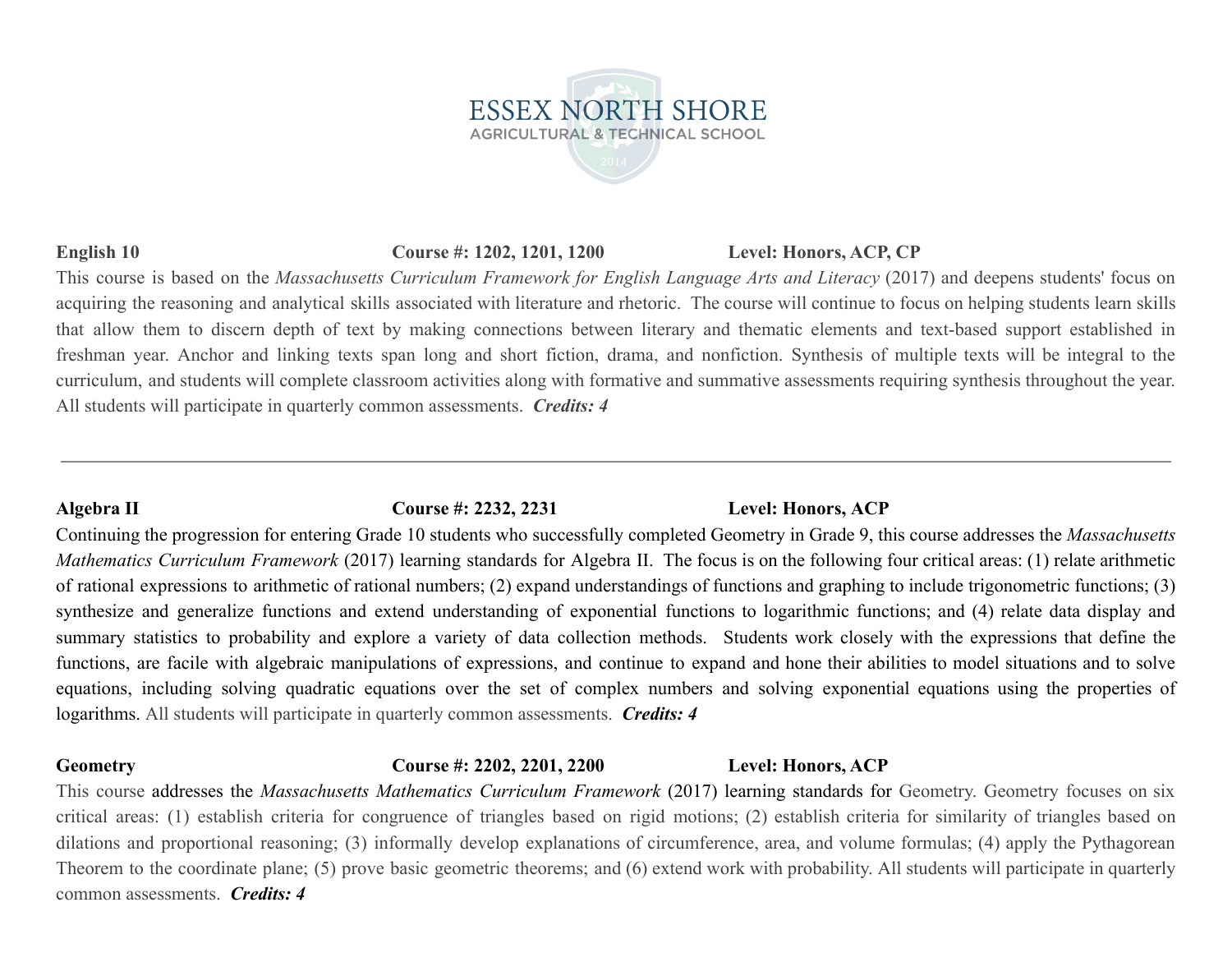**English 10** **Course #: 1202, 1201, 1200** **Level: Honors, ACP, CP**

This course is based on the *Massachusetts Curriculum Framework for English Language Arts and Literacy* (2017) and deepens students' focus on acquiring the reasoning and analytical skills associated with literature and rhetoric. The course will continue to focus on helping students learn skills that allow them to discern depth of text by making connections between literary and thematic elements and text-based support established in freshman year. Anchor and linking texts span long and short fiction, drama, and nonfiction. Synthesis of multiple texts will be integral to the curriculum, and students will complete classroom activities along with formative and summative assessments requiring synthesis throughout the year. All students will participate in quarterly common assessments. ***Credits: 4***

---

**Algebra II** **Course #: 2232, 2231** **Level: Honors, ACP**

Continuing the progression for entering Grade 10 students who successfully completed Geometry in Grade 9, this course addresses the *Massachusetts Mathematics Curriculum Framework* (2017) learning standards for Algebra II. The focus is on the following four critical areas: (1) relate arithmetic of rational expressions to arithmetic of rational numbers; (2) expand understandings of functions and graphing to include trigonometric functions; (3) synthesize and generalize functions and extend understanding of exponential functions to logarithmic functions; and (4) relate data display and summary statistics to probability and explore a variety of data collection methods. Students work closely with the expressions that define the functions, are facile with algebraic manipulations of expressions, and continue to expand and hone their abilities to model situations and to solve equations, including solving quadratic equations over the set of complex numbers and solving exponential equations using the properties of logarithms. All students will participate in quarterly common assessments. ***Credits: 4***

**Geometry** **Course #: 2202, 2201, 2200** **Level: Honors, ACP**

This course addresses the *Massachusetts Mathematics Curriculum Framework* (2017) learning standards for Geometry. Geometry focuses on six critical areas: (1) establish criteria for congruence of triangles based on rigid motions; (2) establish criteria for similarity of triangles based on dilations and proportional reasoning; (3) informally develop explanations of circumference, area, and volume formulas; (4) apply the Pythagorean Theorem to the coordinate plane; (5) prove basic geometric theorems; and (6) extend work with probability. All students will participate in quarterly common assessments. ***Credits: 4***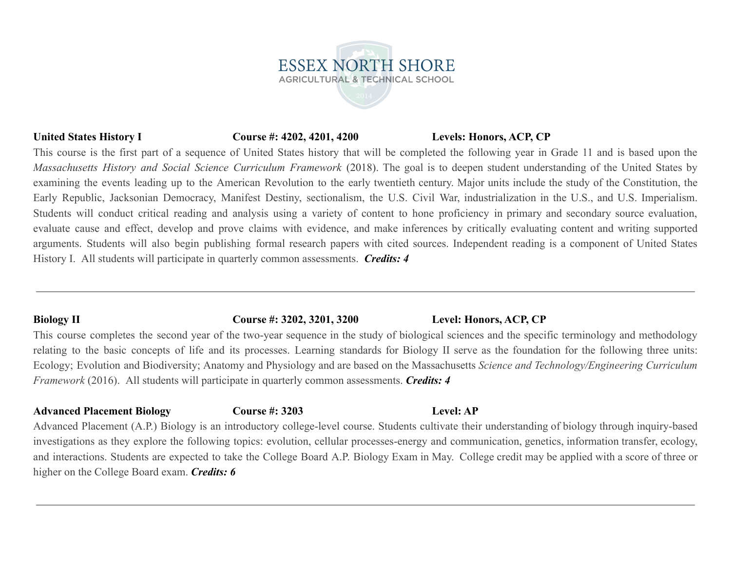**United States History I** **Course #: 4202, 4201, 4200** **Levels: Honors, ACP, CP**

This course is the first part of a sequence of United States history that will be completed the following year in Grade 11 and is based upon the *Massachusetts History and Social Science Curriculum Framework* (2018). The goal is to deepen student understanding of the United States by examining the events leading up to the American Revolution to the early twentieth century. Major units include the study of the Constitution, the Early Republic, Jacksonian Democracy, Manifest Destiny, sectionalism, the U.S. Civil War, industrialization in the U.S., and U.S. Imperialism. Students will conduct critical reading and analysis using a variety of content to hone proficiency in primary and secondary source evaluation, evaluate cause and effect, develop and prove claims with evidence, and make inferences by critically evaluating content and writing supported arguments. Students will also begin publishing formal research papers with cited sources. Independent reading is a component of United States History I. All students will participate in quarterly common assessments. ***Credits: 4***

---

**Biology II** **Course #: 3202, 3201, 3200** **Level: Honors, ACP, CP**

This course completes the second year of the two-year sequence in the study of biological sciences and the specific terminology and methodology relating to the basic concepts of life and its processes. Learning standards for Biology II serve as the foundation for the following three units: Ecology; Evolution and Biodiversity; Anatomy and Physiology and are based on the Massachusetts *Science and Technology/Engineering Curriculum Framework* (2016). All students will participate in quarterly common assessments. ***Credits: 4***

**Advanced Placement Biology** **Course #: 3203** **Level: AP**

Advanced Placement (A.P.) Biology is an introductory college-level course. Students cultivate their understanding of biology through inquiry-based investigations as they explore the following topics: evolution, cellular processes-energy and communication, genetics, information transfer, ecology, and interactions. Students are expected to take the College Board A.P. Biology Exam in May. College credit may be applied with a score of three or higher on the College Board exam. ***Credits: 6***

---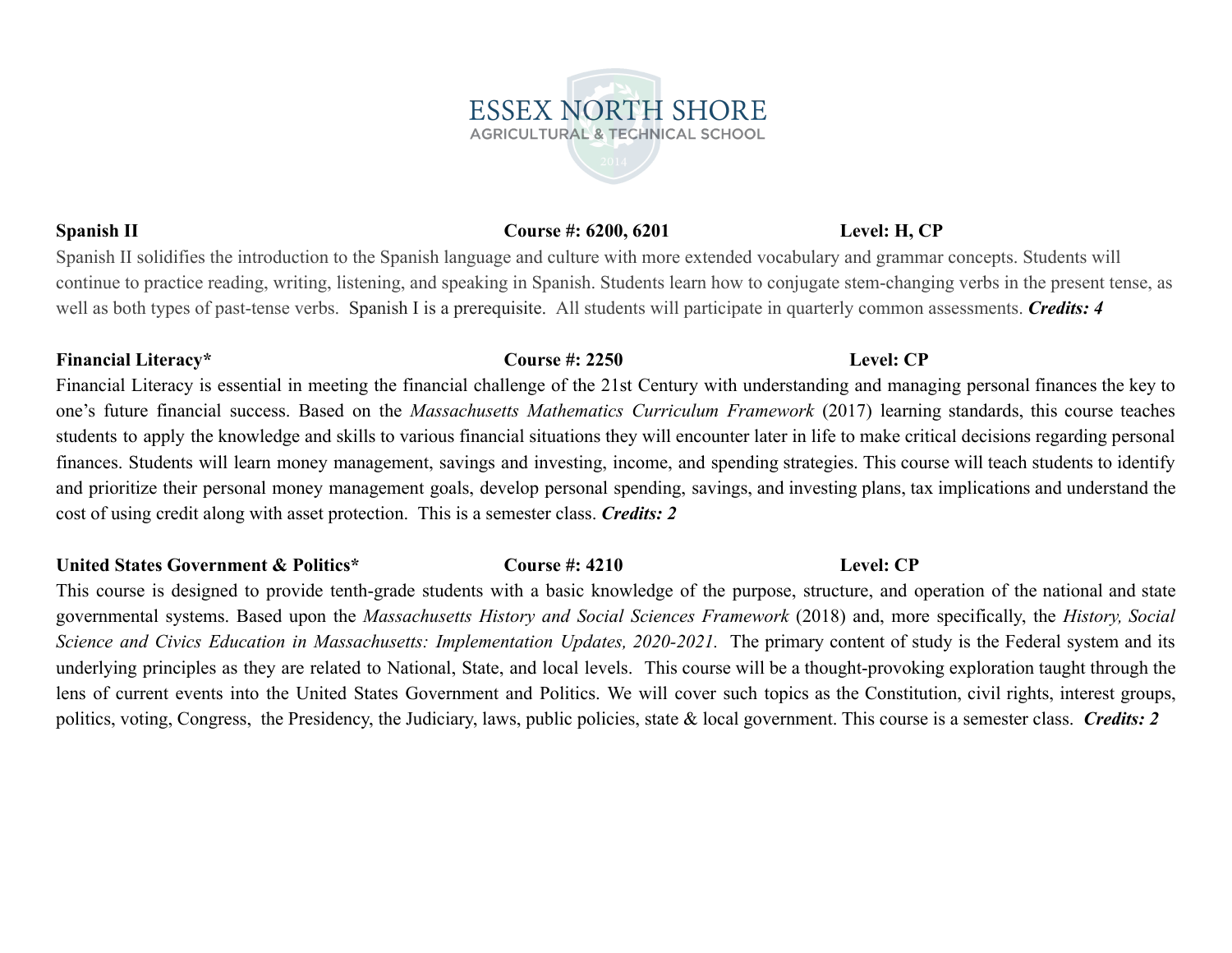**Spanish II** **Course #: 6200, 6201** **Level: H, CP**

Spanish II solidifies the introduction to the Spanish language and culture with more extended vocabulary and grammar concepts. Students will continue to practice reading, writing, listening, and speaking in Spanish. Students learn how to conjugate stem-changing verbs in the present tense, as well as both types of past-tense verbs. Spanish I is a prerequisite. All students will participate in quarterly common assessments. ***Credits: 4***

**Financial Literacy*** **Course #: 2250** **Level: CP**

Financial Literacy is essential in meeting the financial challenge of the 21st Century with understanding and managing personal finances the key to one's future financial success. Based on the *Massachusetts Mathematics Curriculum Framework* (2017) learning standards, this course teaches students to apply the knowledge and skills to various financial situations they will encounter later in life to make critical decisions regarding personal finances. Students will learn money management, savings and investing, income, and spending strategies. This course will teach students to identify and prioritize their personal money management goals, develop personal spending, savings, and investing plans, tax implications and understand the cost of using credit along with asset protection. This is a semester class. ***Credits: 2***

**United States Government & Politics*** **Course #: 4210** **Level: CP**

This course is designed to provide tenth-grade students with a basic knowledge of the purpose, structure, and operation of the national and state governmental systems. Based upon the *Massachusetts History and Social Sciences Framework* (2018) and, more specifically, the *History, Social Science and Civics Education in Massachusetts: Implementation Updates, 2020-2021.* The primary content of study is the Federal system and its underlying principles as they are related to National, State, and local levels. This course will be a thought-provoking exploration taught through the lens of current events into the United States Government and Politics. We will cover such topics as the Constitution, civil rights, interest groups, politics, voting, Congress, the Presidency, the Judiciary, laws, public policies, state & local government. This course is a semester class. ***Credits: 2***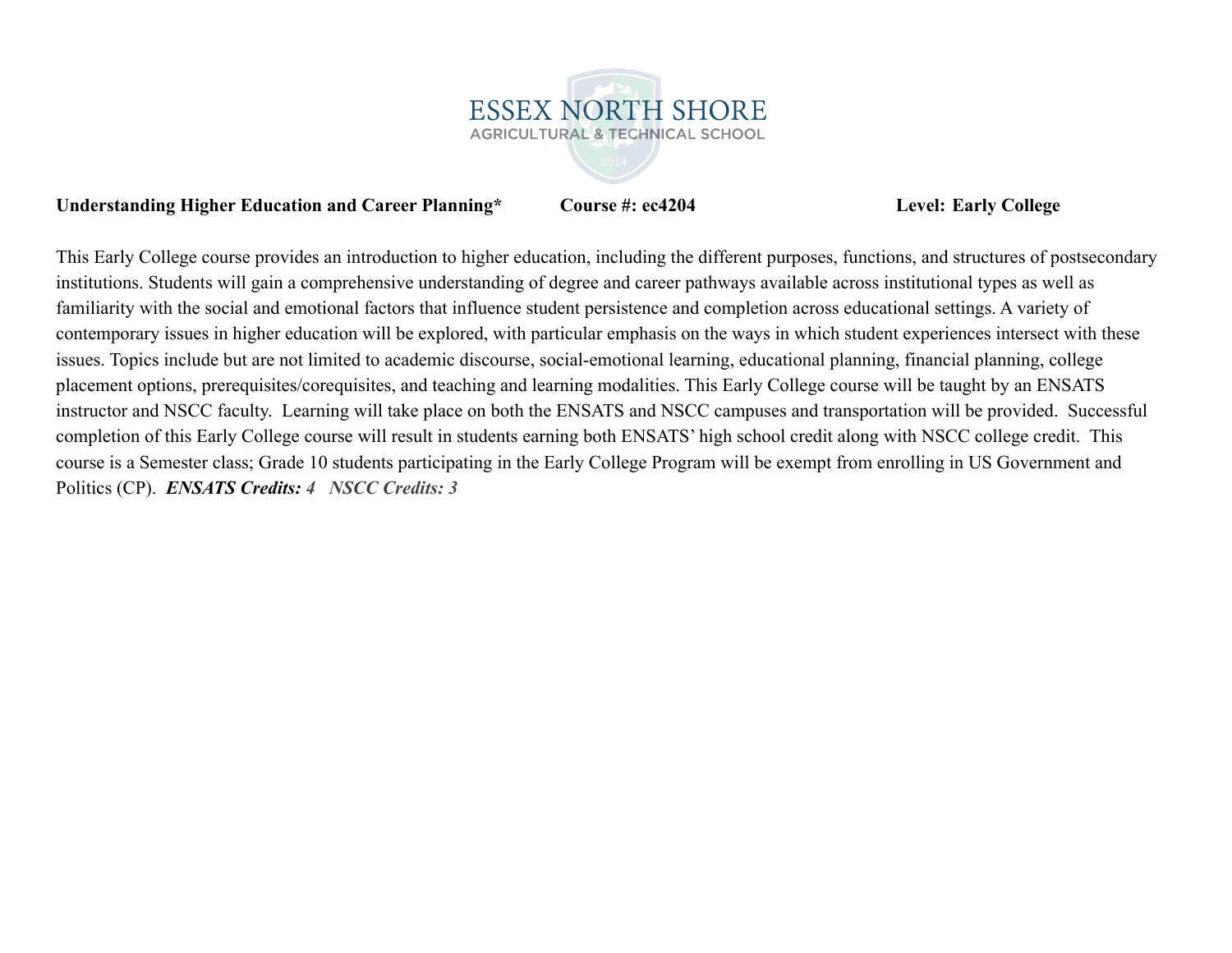**Understanding Higher Education and Career Planning*** **Course #: ec4204** **Level: Early College**

This Early College course provides an introduction to higher education, including the different purposes, functions, and structures of postsecondary institutions. Students will gain a comprehensive understanding of degree and career pathways available across institutional types as well as familiarity with the social and emotional factors that influence student persistence and completion across educational settings. A variety of contemporary issues in higher education will be explored, with particular emphasis on the ways in which student experiences intersect with these issues. Topics include but are not limited to academic discourse, social-emotional learning, educational planning, financial planning, college placement options, prerequisites/corequisites, and teaching and learning modalities. This Early College course will be taught by an ENSATS instructor and NSCC faculty. Learning will take place on both the ENSATS and NSCC campuses and transportation will be provided. Successful completion of this Early College course will result in students earning both ENSATS' high school credit along with NSCC college credit. This course is a Semester class; Grade 10 students participating in the Early College Program will be exempt from enrolling in US Government and Politics (CP). ***ENSATS Credits:*** *4* ***NSCC Credits: 3***